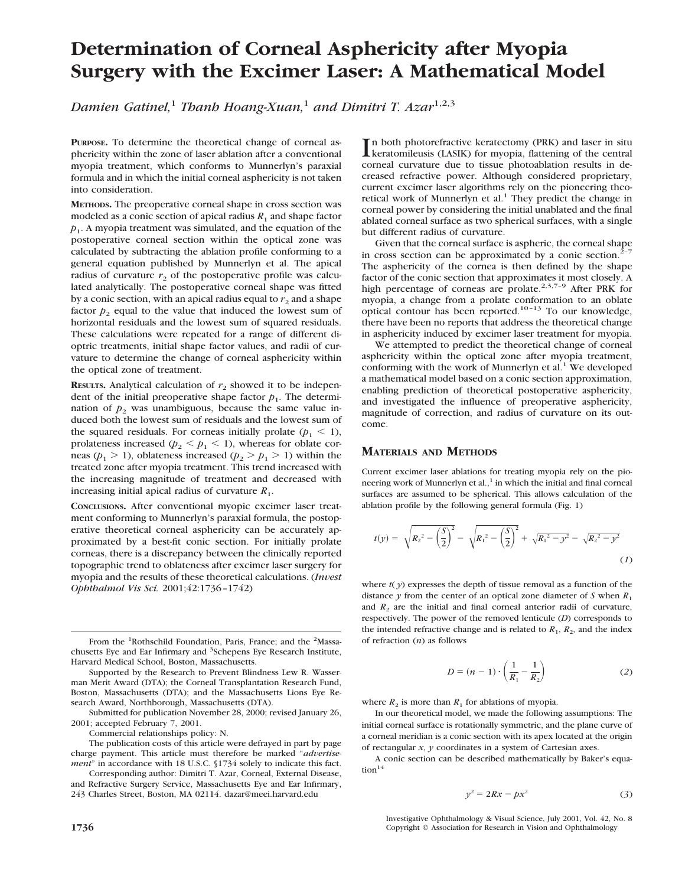# Determination of Corneal Asphericity after Myopia Surgery with the Excimer Laser: A Mathematical Model

*Damien Gatinel,*[1] *Thanh Hoang-Xuan,*[1] *and Dimitri T. Azar*[1,2,3]

**PURPOSE.** To determine the theoretical change of corneal asphericity within the zone of laser ablation after a conventional myopia treatment, which conforms to Munnerlyn's paraxial formula and in which the initial corneal asphericity is not taken into consideration.

**METHODS.** The preoperative corneal shape in cross section was modeled as a conic section of apical radius $R_1$ and shape factor $p_1$. A myopia treatment was simulated, and the equation of the postoperative corneal section within the optical zone was calculated by subtracting the ablation profile conforming to a general equation published by Munnerlyn et al. The apical radius of curvature $r_2$ of the postoperative profile was calculated analytically. The postoperative corneal shape was fitted by a conic section, with an apical radius equal to $r_2$ and a shape factor $p_2$ equal to the value that induced the lowest sum of horizontal residuals and the lowest sum of squared residuals. These calculations were repeated for a range of different dioptric treatments, initial shape factor values, and radii of curvature to determine the change of corneal asphericity within the optical zone of treatment.

**RESULTS.** Analytical calculation of $r_2$ showed it to be independent of the initial preoperative shape factor $p_1$. The determination of $p_2$ was unambiguous, because the same value induced both the lowest sum of residuals and the lowest sum of the squared residuals. For corneas initially prolate ($p_1 < 1$), prolateness increased ($p_2 < p_1 < 1$), whereas for oblate corneas ($p_1 > 1$), oblateness increased ($p_2 > p_1 > 1$) within the treated zone after myopia treatment. This trend increased with the increasing magnitude of treatment and decreased with increasing initial apical radius of curvature $R_1$.

**CONCLUSIONS.** After conventional myopic excimer laser treatment conforming to Munnerlyn's paraxial formula, the postoperative theoretical corneal asphericity can be accurately approximated by a best-fit conic section. For initially prolate corneas, there is a discrepancy between the clinically reported topographic trend to oblateness after excimer laser surgery for myopia and the results of these theoretical calculations. (*Invest Ophthalmol Vis Sci.* 2001;42:1736–1742)

In both photorefractive keratectomy (PRK) and laser in situ keratomileusis (LASIK) for myopia, flattening of the central corneal curvature due to tissue photoablation results in decreased refractive power. Although considered proprietary, current excimer laser algorithms rely on the pioneering theoretical work of Munnerlyn et al.[1] They predict the change in corneal power by considering the initial unablated and the final ablated corneal surface as two spherical surfaces, with a single but different radius of curvature.

Given that the corneal surface is aspheric, the corneal shape in cross section can be approximated by a conic section.[2–7] The asphericity of the cornea is then defined by the shape factor of the conic section that approximates it most closely. A high percentage of corneas are prolate.[2,3,7–9] After PRK for myopia, a change from a prolate conformation to an oblate optical contour has been reported.[10–13] To our knowledge, there have been no reports that address the theoretical change in asphericity induced by excimer laser treatment for myopia.

We attempted to predict the theoretical change of corneal asphericity within the optical zone after myopia treatment, conforming with the work of Munnerlyn et al.[1] We developed a mathematical model based on a conic section approximation, enabling prediction of theoretical postoperative asphericity, and investigated the influence of preoperative asphericity, magnitude of correction, and radius of curvature on its outcome.

## MATERIALS AND METHODS

Current excimer laser ablations for treating myopia rely on the pioneering work of Munnerlyn et al.,[1] in which the initial and final corneal surfaces are assumed to be spherical. This allows calculation of the ablation profile by the following general formula (Fig. 1)

$$t(y) = \sqrt{R_2{}^2 - \left(\frac{S}{2}\right)^2} - \sqrt{R_1{}^2 - \left(\frac{S}{2}\right)^2} + \sqrt{R_1{}^2 - y^2} - \sqrt{R_2{}^2 - y^2} \qquad (1)$$

where $t(y)$ expresses the depth of tissue removal as a function of the distance $y$ from the center of an optical zone diameter of $S$ when $R_1$ and $R_2$ are the initial and final corneal anterior radii of curvature, respectively. The power of the removed lenticule ($D$) corresponds to the intended refractive change and is related to $R_1$, $R_2$, and the index of refraction ($n$) as follows

$$D = (n - 1) \cdot \left(\frac{1}{R_1} - \frac{1}{R_2}\right) \qquad (2)$$

where $R_2$ is more than $R_1$ for ablations of myopia.

In our theoretical model, we made the following assumptions: The initial corneal surface is rotationally symmetric, and the plane curve of a corneal meridian is a conic section with its apex located at the origin of rectangular $x$, $y$ coordinates in a system of Cartesian axes.

A conic section can be described mathematically by Baker's equation[14]

$$y^2 = 2Rx - px^2 \qquad (3)$$

From the [1]Rothschild Foundation, Paris, France; and the [2]Massachusetts Eye and Ear Infirmary and [3]Schepens Eye Research Institute, Harvard Medical School, Boston, Massachusetts.

Supported by the Research to Prevent Blindness Lew R. Wasserman Merit Award (DTA); the Corneal Transplantation Research Fund, Boston, Massachusetts (DTA); and the Massachusetts Lions Eye Research Award, Northborough, Massachusetts (DTA).

Submitted for publication November 28, 2000; revised January 26, 2001; accepted February 7, 2001.

Commercial relationships policy: N.

The publication costs of this article were defrayed in part by page charge payment. This article must therefore be marked "*advertisement*" in accordance with 18 U.S.C. §1734 solely to indicate this fact.

Corresponding author: Dimitri T. Azar, Corneal, External Disease, and Refractive Surgery Service, Massachusetts Eye and Ear Infirmary, 243 Charles Street, Boston, MA 02114. dazar@meei.harvard.edu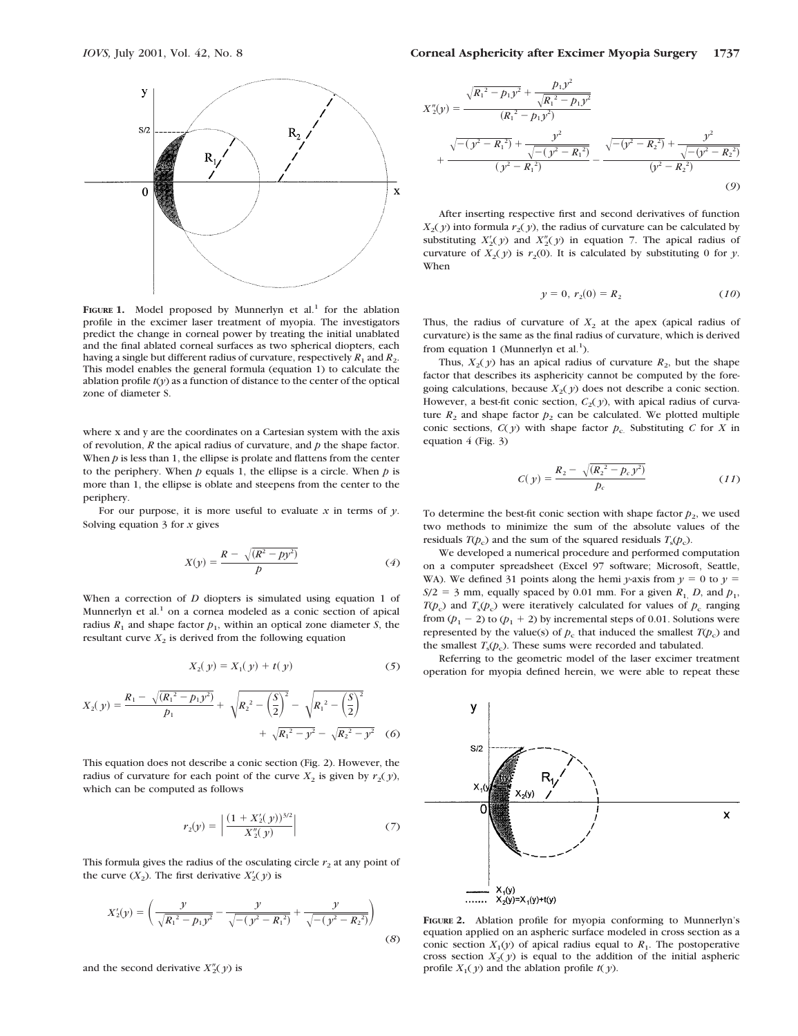FIGURE 1. Model proposed by Munnerlyn et al.[1] for the ablation profile in the excimer laser treatment of myopia. The investigators predict the change in corneal power by treating the initial unablated and the final ablated corneal surfaces as two spherical diopters, each having a single but different radius of curvature, respectively $R_1$ and $R_2$. This model enables the general formula (equation 1) to calculate the ablation profile $t(y)$ as a function of distance to the center of the optical zone of diameter S.

where x and y are the coordinates on a Cartesian system with the axis of revolution, $R$ the apical radius of curvature, and $p$ the shape factor. When $p$ is less than 1, the ellipse is prolate and flattens from the center to the periphery. When $p$ equals 1, the ellipse is a circle. When $p$ is more than 1, the ellipse is oblate and steepens from the center to the periphery.

For our purpose, it is more useful to evaluate $x$ in terms of $y$. Solving equation 3 for $x$ gives

$$X(y) = \frac{R - \sqrt{(R^2 - py^2)}}{p} \tag{4}$$

When a correction of $D$ diopters is simulated using equation 1 of Munnerlyn et al.[1] on a cornea modeled as a conic section of apical radius $R_1$ and shape factor $p_1$, within an optical zone diameter $S$, the resultant curve $X_2$ is derived from the following equation

$$X_2(y) = X_1(y) + t(y) \tag{5}$$

$$X_2(y) = \frac{R_1 - \sqrt{(R_1^2 - p_1 y^2)}}{p_1} + \sqrt{R_2^2 - \left(\frac{S}{2}\right)^2} - \sqrt{R_1^2 - \left(\frac{S}{2}\right)^2} + \sqrt{R_1^2 - y^2} - \sqrt{R_2^2 - y^2} \tag{6}$$

This equation does not describe a conic section (Fig. 2). However, the radius of curvature for each point of the curve $X_2$ is given by $r_2(y)$, which can be computed as follows

$$r_2(y) = \left| \frac{(1 + X_2'(y))^{3/2}}{X_2''(y)} \right| \tag{7}$$

This formula gives the radius of the osculating circle $r_2$ at any point of the curve ($X_2$). The first derivative $X_2'(y)$ is

$$X_2'(y) = \left( \frac{y}{\sqrt{R_1^2 - p_1 y^2}} - \frac{y}{\sqrt{-(y^2 - R_1^2)}} + \frac{y}{\sqrt{-(y^2 - R_2^2)}} \right) \tag{8}$$

and the second derivative $X_2''(y)$ is

$$X_2''(y) = \frac{\sqrt{R_1^2 - p_1 y^2} + \dfrac{p_1 y^2}{\sqrt{R_1^2 - p_1 y^2}}}{(R_1^2 - p_1 y^2)} + \frac{\sqrt{-(y^2 - R_1^2)} + \dfrac{y^2}{\sqrt{-(y^2 - R_1^2)}}}{(y^2 - R_1^2)} - \frac{\sqrt{-(y^2 - R_2^2)} + \dfrac{y^2}{\sqrt{-(y^2 - R_2^2)}}}{(y^2 - R_2^2)} \tag{9}$$

After inserting respective first and second derivatives of function $X_2(y)$ into formula $r_2(y)$, the radius of curvature can be calculated by substituting $X_2'(y)$ and $X_2''(y)$ in equation 7. The apical radius of curvature of $X_2(y)$ is $r_2(0)$. It is calculated by substituting 0 for $y$. When

$$y = 0,\ r_2(0) = R_2 \tag{10}$$

Thus, the radius of curvature of $X_2$ at the apex (apical radius of curvature) is the same as the final radius of curvature, which is derived from equation 1 (Munnerlyn et al.[1]).

Thus, $X_2(y)$ has an apical radius of curvature $R_2$, but the shape factor that describes its asphericity cannot be computed by the foregoing calculations, because $X_2(y)$ does not describe a conic section. However, a best-fit conic section, $C_2(y)$, with apical radius of curvature $R_2$ and shape factor $p_2$ can be calculated. We plotted multiple conic sections, $C(y)$ with shape factor $p_c$. Substituting $C$ for $X$ in equation 4 (Fig. 3)

$$C(y) = \frac{R_2 - \sqrt{(R_2^2 - p_c y^2)}}{p_c} \tag{11}$$

To determine the best-fit conic section with shape factor $p_2$, we used two methods to minimize the sum of the absolute values of the residuals $T(p_c)$ and the sum of the squared residuals $T_s(p_c)$.

We developed a numerical procedure and performed computation on a computer spreadsheet (Excel 97 software; Microsoft, Seattle, WA). We defined 31 points along the hemi $y$-axis from $y = 0$ to $y = S/2 = 3$ mm, equally spaced by 0.01 mm. For a given $R_1$, $D$, and $p_1$, $T(p_c)$ and $T_s(p_c)$ were iteratively calculated for values of $p_c$ ranging from $(p_1 - 2)$ to $(p_1 + 2)$ by incremental steps of 0.01. Solutions were represented by the value(s) of $p_c$ that induced the smallest $T(p_c)$ and the smallest $T_s(p_c)$. These sums were recorded and tabulated.

Referring to the geometric model of the laser excimer treatment operation for myopia defined herein, we were able to repeat these

FIGURE 2. Ablation profile for myopia conforming to Munnerlyn's equation applied on an aspheric surface modeled in cross section as a conic section $X_1(y)$ of apical radius equal to $R_1$. The postoperative cross section $X_2(y)$ is equal to the addition of the initial aspheric profile $X_1(y)$ and the ablation profile $t(y)$.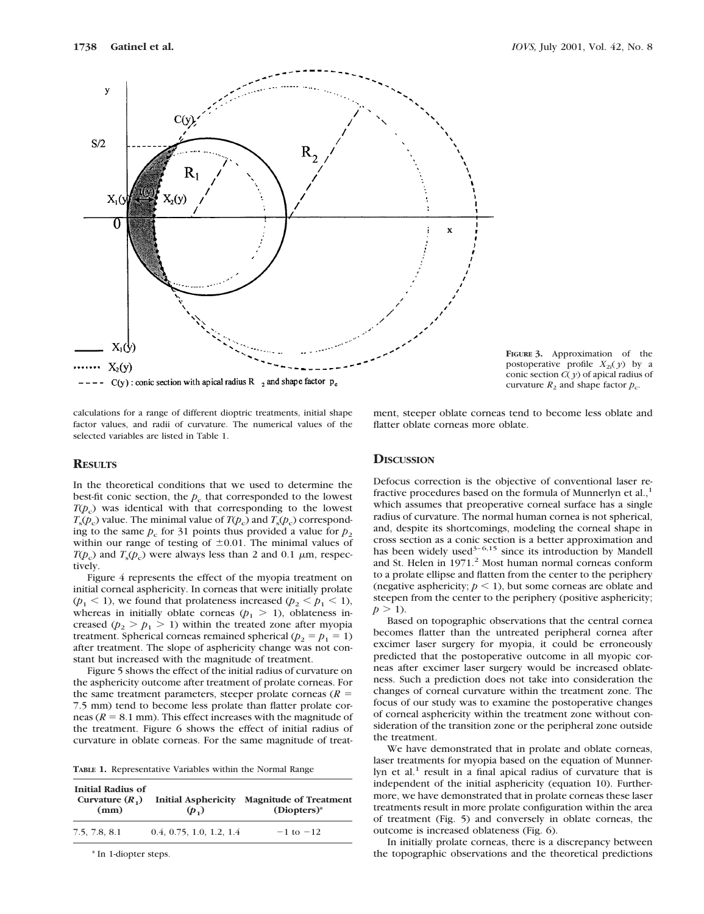**FIGURE 3.** Approximation of the postoperative profile $X_{2i}(y)$ by a conic section $C(y)$ of apical radius of curvature $R_2$ and shape factor $p_c$.

calculations for a range of different dioptric treatments, initial shape factor values, and radii of curvature. The numerical values of the selected variables are listed in Table 1.

## RESULTS

In the theoretical conditions that we used to determine the best-fit conic section, the $p_c$ that corresponded to the lowest $T(p_c)$ was identical with that corresponding to the lowest $T_s(p_c)$ value. The minimal value of $T(p_c)$ and $T_s(p_c)$ corresponding to the same $p_c$ for 31 points thus provided a value for $p_2$ within our range of testing of $\pm 0.01$. The minimal values of $T(p_c)$ and $T_s(p_c)$ were always less than 2 and 0.1 $\mu$m, respectively.

Figure 4 represents the effect of the myopia treatment on initial corneal asphericity. In corneas that were initially prolate ($p_1 < 1$), we found that prolateness increased ($p_2 < p_1 < 1$), whereas in initially oblate corneas ($p_1 > 1$), oblateness increased ($p_2 > p_1 > 1$) within the treated zone after myopia treatment. Spherical corneas remained spherical ($p_2 = p_1 = 1$) after treatment. The slope of asphericity change was not constant but increased with the magnitude of treatment.

Figure 5 shows the effect of the initial radius of curvature on the asphericity outcome after treatment of prolate corneas. For the same treatment parameters, steeper prolate corneas ($R$ = 7.5 mm) tend to become less prolate than flatter prolate corneas ($R$ = 8.1 mm). This effect increases with the magnitude of the treatment. Figure 6 shows the effect of initial radius of curvature in oblate corneas. For the same magnitude of treatment, steeper oblate corneas tend to become less oblate and flatter oblate corneas more oblate.

**TABLE 1.** Representative Variables within the Normal Range

| Initial Radius of Curvature ($R_1$) (mm) | Initial Asphericity ($p_1$) | Magnitude of Treatment (Diopters)* |
|---|---|---|
| 7.5, 7.8, 8.1 | 0.4, 0.75, 1.0, 1.2, 1.4 | −1 to −12 |

\* In 1-diopter steps.

## DISCUSSION

Defocus correction is the objective of conventional laser refractive procedures based on the formula of Munnerlyn et al.,[1] which assumes that preoperative corneal surface has a single radius of curvature. The normal human cornea is not spherical, and, despite its shortcomings, modeling the corneal shape in cross section as a conic section is a better approximation and has been widely used[3–6,15] since its introduction by Mandell and St. Helen in 1971.[2] Most human normal corneas conform to a prolate ellipse and flatten from the center to the periphery (negative asphericity; $p < 1$), but some corneas are oblate and steepen from the center to the periphery (positive asphericity; $p > 1$).

Based on topographic observations that the central cornea becomes flatter than the untreated peripheral cornea after excimer laser surgery for myopia, it could be erroneously predicted that the postoperative outcome in all myopic corneas after excimer laser surgery would be increased oblateness. Such a prediction does not take into consideration the changes of corneal curvature within the treatment zone. The focus of our study was to examine the postoperative changes of corneal asphericity within the treatment zone without consideration of the transition zone or the peripheral zone outside the treatment.

We have demonstrated that in prolate and oblate corneas, laser treatments for myopia based on the equation of Munnerlyn et al.[1] result in a final apical radius of curvature that is independent of the initial asphericity (equation 10). Furthermore, we have demonstrated that in prolate corneas these laser treatments result in more prolate configuration within the area of treatment (Fig. 5) and conversely in oblate corneas, the outcome is increased oblateness (Fig. 6).

In initially prolate corneas, there is a discrepancy between the topographic observations and the theoretical predictions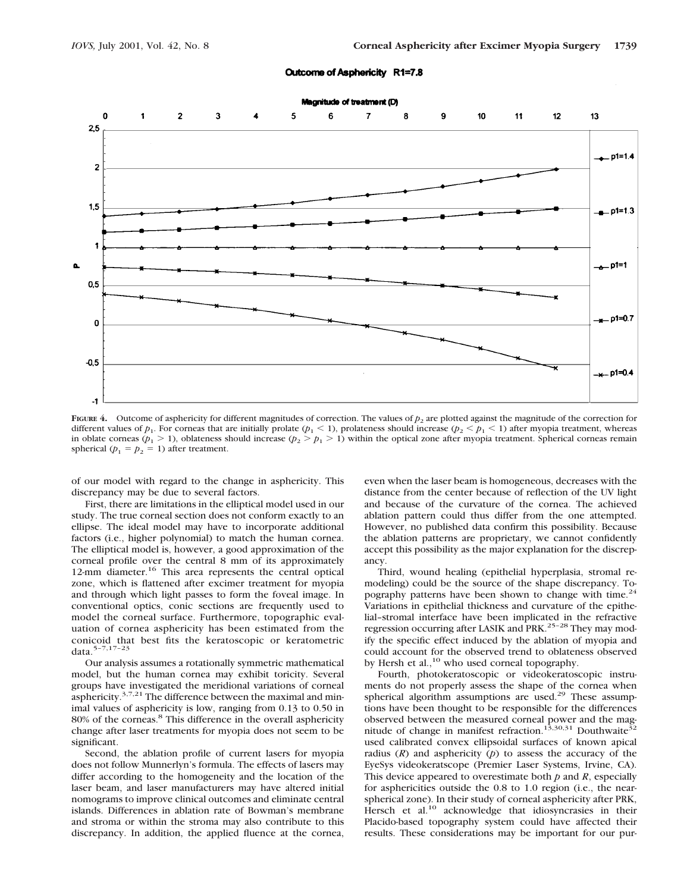**Outcome of Asphericity R1=7.8**

**FIGURE 4.** Outcome of asphericity for different magnitudes of correction. The values of $p_2$ are plotted against the magnitude of the correction for different values of $p_1$. For corneas that are initially prolate ($p_1 < 1$), prolateness should increase ($p_2 < p_1 < 1$) after myopia treatment, whereas in oblate corneas ($p_1 > 1$), oblateness should increase ($p_2 > p_1 > 1$) within the optical zone after myopia treatment. Spherical corneas remain spherical ($p_1 = p_2 = 1$) after treatment.

of our model with regard to the change in asphericity. This discrepancy may be due to several factors.

First, there are limitations in the elliptical model used in our study. The true corneal section does not conform exactly to an ellipse. The ideal model may have to incorporate additional factors (i.e., higher polynomial) to match the human cornea. The elliptical model is, however, a good approximation of the corneal profile over the central 8 mm of its approximately 12-mm diameter.[16] This area represents the central optical zone, which is flattened after excimer treatment for myopia and through which light passes to form the foveal image. In conventional optics, conic sections are frequently used to model the corneal surface. Furthermore, topographic evaluation of cornea asphericity has been estimated from the conicoid that best fits the keratoscopic or keratometric data.[5–7,17–23]

Our analysis assumes a rotationally symmetric mathematical model, but the human cornea may exhibit toricity. Several groups have investigated the meridional variations of corneal asphericity.[3,7,21] The difference between the maximal and minimal values of asphericity is low, ranging from 0.13 to 0.50 in 80% of the corneas.[8] This difference in the overall asphericity change after laser treatments for myopia does not seem to be significant.

Second, the ablation profile of current lasers for myopia does not follow Munnerlyn's formula. The effects of lasers may differ according to the homogeneity and the location of the laser beam, and laser manufacturers may have altered initial nomograms to improve clinical outcomes and eliminate central islands. Differences in ablation rate of Bowman's membrane and stroma or within the stroma may also contribute to this discrepancy. In addition, the applied fluence at the cornea, even when the laser beam is homogeneous, decreases with the distance from the center because of reflection of the UV light and because of the curvature of the cornea. The achieved ablation pattern could thus differ from the one attempted. However, no published data confirm this possibility. Because the ablation patterns are proprietary, we cannot confidently accept this possibility as the major explanation for the discrepancy.

Third, wound healing (epithelial hyperplasia, stromal remodeling) could be the source of the shape discrepancy. Topography patterns have been shown to change with time.[24] Variations in epithelial thickness and curvature of the epithelial–stromal interface have been implicated in the refractive regression occurring after LASIK and PRK.[25–28] They may modify the specific effect induced by the ablation of myopia and could account for the observed trend to oblateness observed by Hersh et al.,[10] who used corneal topography.

Fourth, photokeratoscopic or videokeratoscopic instruments do not properly assess the shape of the cornea when spherical algorithm assumptions are used.[29] These assumptions have been thought to be responsible for the differences observed between the measured corneal power and the magnitude of change in manifest refraction.[13,30,31] Douthwaite[32] used calibrated convex ellipsoidal surfaces of known apical radius ($R$) and asphericity ($p$) to assess the accuracy of the EyeSys videokeratscope (Premier Laser Systems, Irvine, CA). This device appeared to overestimate both $p$ and $R$, especially for asphericities outside the 0.8 to 1.0 region (i.e., the near-spherical zone). In their study of corneal asphericity after PRK, Hersch et al.[10] acknowledge that idiosyncrasies in their Placido-based topography system could have affected their results. These considerations may be important for our pur-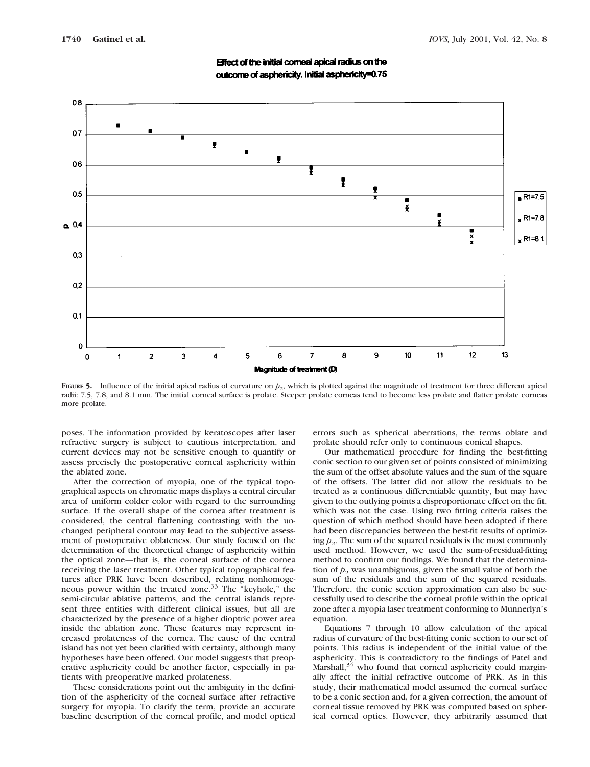**FIGURE 5.** Influence of the initial apical radius of curvature on $p_2$, which is plotted against the magnitude of treatment for three different apical radii: 7.5, 7.8, and 8.1 mm. The initial corneal surface is prolate. Steeper prolate corneas tend to become less prolate and flatter prolate corneas more prolate.

poses. The information provided by keratoscopes after laser refractive surgery is subject to cautious interpretation, and current devices may not be sensitive enough to quantify or assess precisely the postoperative corneal asphericity within the ablated zone.

After the correction of myopia, one of the typical topographical aspects on chromatic maps displays a central circular area of uniform colder color with regard to the surrounding surface. If the overall shape of the cornea after treatment is considered, the central flattening contrasting with the unchanged peripheral contour may lead to the subjective assessment of postoperative oblateness. Our study focused on the determination of the theoretical change of asphericity within the optical zone—that is, the corneal surface of the cornea receiving the laser treatment. Other typical topographical features after PRK have been described, relating nonhomogeneous power within the treated zone.[33] The "keyhole," the semi-circular ablative patterns, and the central islands represent three entities with different clinical issues, but all are characterized by the presence of a higher dioptric power area inside the ablation zone. These features may represent increased prolateness of the cornea. The cause of the central island has not yet been clarified with certainty, although many hypotheses have been offered. Our model suggests that preoperative asphericity could be another factor, especially in patients with preoperative marked prolateness.

These considerations point out the ambiguity in the definition of the asphericity of the corneal surface after refractive surgery for myopia. To clarify the term, provide an accurate baseline description of the corneal profile, and model optical errors such as spherical aberrations, the terms oblate and prolate should refer only to continuous conical shapes.

Our mathematical procedure for finding the best-fitting conic section to our given set of points consisted of minimizing the sum of the offset absolute values and the sum of the square of the offsets. The latter did not allow the residuals to be treated as a continuous differentiable quantity, but may have given to the outlying points a disproportionate effect on the fit, which was not the case. Using two fitting criteria raises the question of which method should have been adopted if there had been discrepancies between the best-fit results of optimizing $p_2$. The sum of the squared residuals is the most commonly used method. However, we used the sum-of-residual-fitting method to confirm our findings. We found that the determination of $p_2$ was unambiguous, given the small value of both the sum of the residuals and the sum of the squared residuals. Therefore, the conic section approximation can also be successfully used to describe the corneal profile within the optical zone after a myopia laser treatment conforming to Munnerlyn's equation.

Equations 7 through 10 allow calculation of the apical radius of curvature of the best-fitting conic section to our set of points. This radius is independent of the initial value of the asphericity. This is contradictory to the findings of Patel and Marshall,[34] who found that corneal asphericity could marginally affect the initial refractive outcome of PRK. As in this study, their mathematical model assumed the corneal surface to be a conic section and, for a given correction, the amount of corneal tissue removed by PRK was computed based on spherical corneal optics. However, they arbitrarily assumed that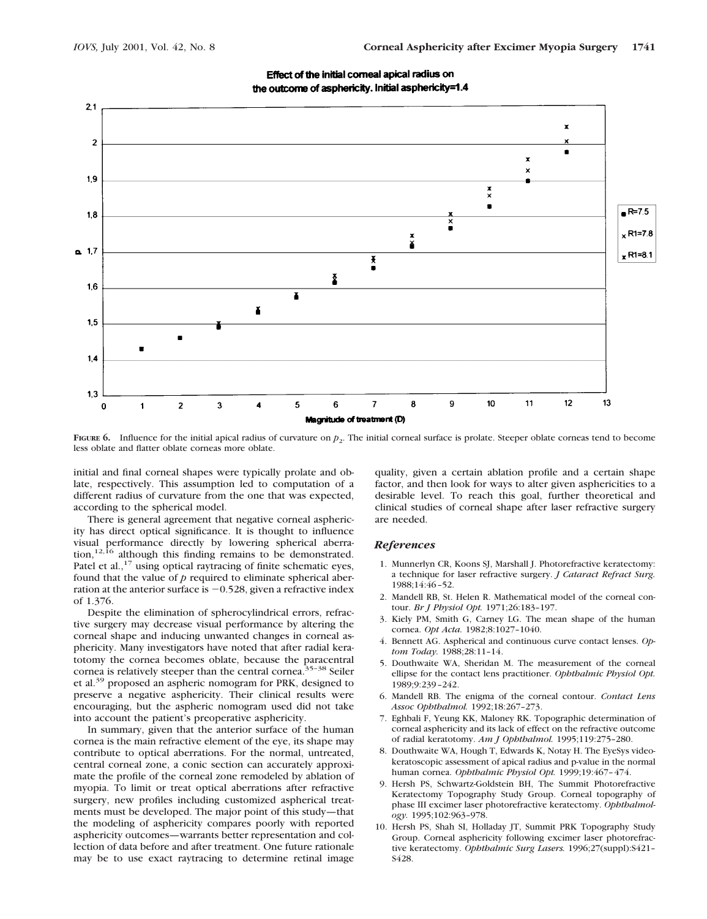**Figure 6.** Influence for the initial apical radius of curvature on $p_2$. The initial corneal surface is prolate. Steeper oblate corneas tend to become less oblate and flatter oblate corneas more oblate.

initial and final corneal shapes were typically prolate and oblate, respectively. This assumption led to computation of a different radius of curvature from the one that was expected, according to the spherical model.

There is general agreement that negative corneal asphericity has direct optical significance. It is thought to influence visual performance directly by lowering spherical aberration,[12,16] although this finding remains to be demonstrated. Patel et al.,[17] using optical raytracing of finite schematic eyes, found that the value of $p$ required to eliminate spherical aberration at the anterior surface is $-0.528$, given a refractive index of 1.376.

Despite the elimination of spherocylindrical errors, refractive surgery may decrease visual performance by altering the corneal shape and inducing unwanted changes in corneal asphericity. Many investigators have noted that after radial keratotomy the cornea becomes oblate, because the paracentral cornea is relatively steeper than the central cornea.[35–38] Seiler et al.[39] proposed an aspheric nomogram for PRK, designed to preserve a negative asphericity. Their clinical results were encouraging, but the aspheric nomogram used did not take into account the patient's preoperative asphericity.

In summary, given that the anterior surface of the human cornea is the main refractive element of the eye, its shape may contribute to optical aberrations. For the normal, untreated, central corneal zone, a conic section can accurately approximate the profile of the corneal zone remodeled by ablation of myopia. To limit or treat optical aberrations after refractive surgery, new profiles including customized aspherical treatments must be developed. The major point of this study—that the modeling of asphericity compares poorly with reported asphericity outcomes—warrants better representation and collection of data before and after treatment. One future rationale may be to use exact raytracing to determine retinal image quality, given a certain ablation profile and a certain shape factor, and then look for ways to alter given asphericities to a desirable level. To reach this goal, further theoretical and clinical studies of corneal shape after laser refractive surgery are needed.

## References

1. Munnerlyn CR, Koons SJ, Marshall J. Photorefractive keratectomy: a technique for laser refractive surgery. *J Cataract Refract Surg.* 1988;14:46–52.
2. Mandell RB, St. Helen R. Mathematical model of the corneal contour. *Br J Physiol Opt.* 1971;26:183–197.
3. Kiely PM, Smith G, Carney LG. The mean shape of the human cornea. *Opt Acta.* 1982;8:1027–1040.
4. Bennett AG. Aspherical and continuous curve contact lenses. *Optom Today.* 1988;28:11–14.
5. Douthwaite WA, Sheridan M. The measurement of the corneal ellipse for the contact lens practitioner. *Ophthalmic Physiol Opt.* 1989;9:239–242.
6. Mandell RB. The enigma of the corneal contour. *Contact Lens Assoc Ophthalmol.* 1992;18:267–273.
7. Eghbali F, Yeung KK, Maloney RK. Topographic determination of corneal asphericity and its lack of effect on the refractive outcome of radial keratotomy. *Am J Ophthalmol.* 1995;119:275–280.
8. Douthwaite WA, Hough T, Edwards K, Notay H. The EyeSys videokeratoscopic assessment of apical radius and p-value in the normal human cornea. *Ophthalmic Physiol Opt.* 1999;19:467–474.
9. Hersh PS, Schwartz-Goldstein BH, The Summit Photorefractive Keratectomy Topography Study Group. Corneal topography of phase III excimer laser photorefractive keratectomy. *Ophthalmology.* 1995;102:963–978.
10. Hersh PS, Shah SI, Holladay JT, Summit PRK Topography Study Group. Corneal asphericity following excimer laser photorefractive keratectomy. *Ophthalmic Surg Lasers.* 1996;27(suppl):S421–S428.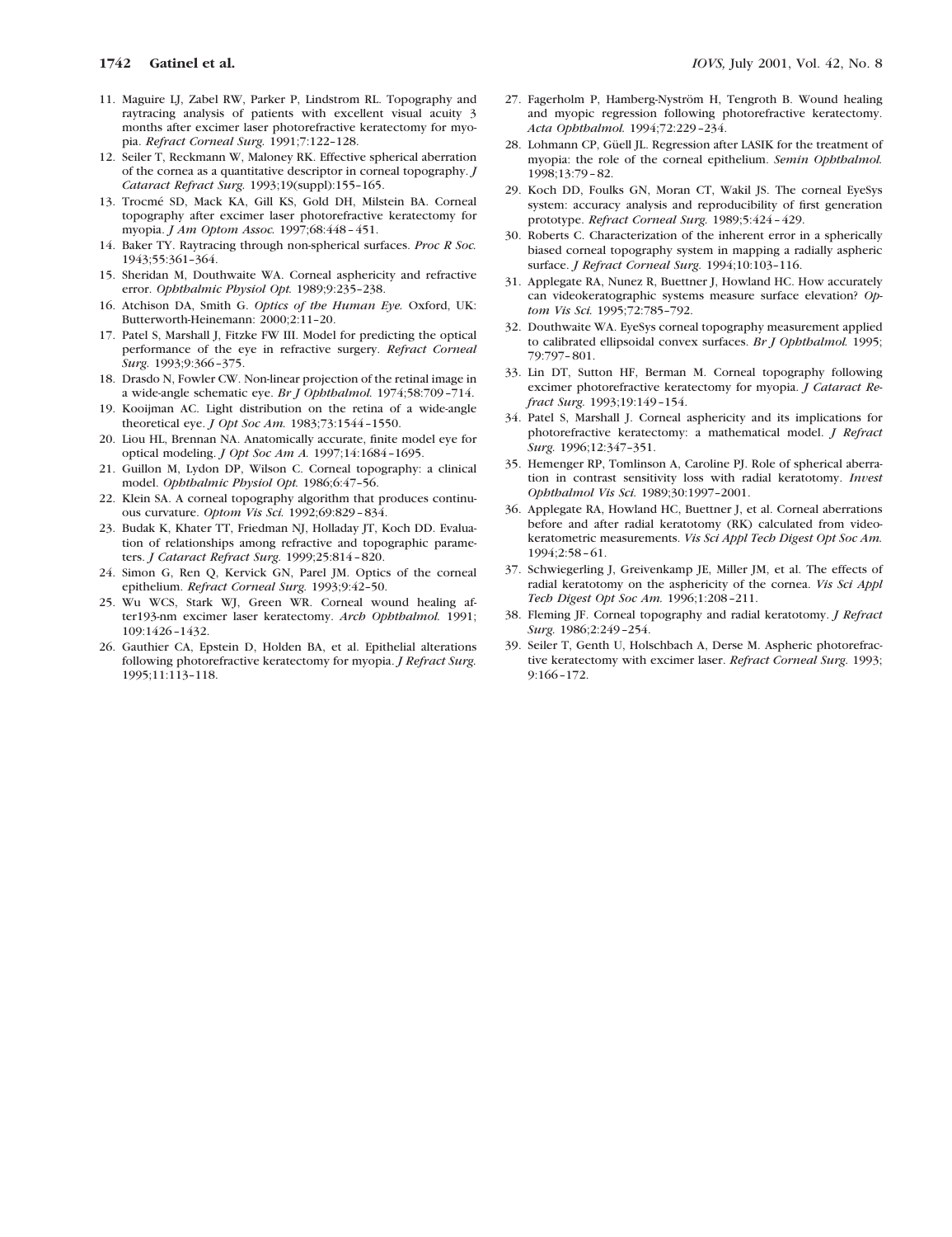11. Maguire LJ, Zabel RW, Parker P, Lindstrom RL. Topography and raytracing analysis of patients with excellent visual acuity 3 months after excimer laser photorefractive keratectomy for myopia. *Refract Corneal Surg.* 1991;7:122–128.
12. Seiler T, Reckmann W, Maloney RK. Effective spherical aberration of the cornea as a quantitative descriptor in corneal topography. *J Cataract Refract Surg.* 1993;19(suppl):155–165.
13. Trocmé SD, Mack KA, Gill KS, Gold DH, Milstein BA. Corneal topography after excimer laser photorefractive keratectomy for myopia. *J Am Optom Assoc.* 1997;68:448–451.
14. Baker TY. Raytracing through non-spherical surfaces. *Proc R Soc.* 1943;55:361–364.
15. Sheridan M, Douthwaite WA. Corneal asphericity and refractive error. *Ophthalmic Physiol Opt.* 1989;9:235–238.
16. Atchison DA, Smith G. *Optics of the Human Eye.* Oxford, UK: Butterworth-Heinemann: 2000;2:11–20.
17. Patel S, Marshall J, Fitzke FW III. Model for predicting the optical performance of the eye in refractive surgery. *Refract Corneal Surg.* 1993;9:366–375.
18. Drasdo N, Fowler CW. Non-linear projection of the retinal image in a wide-angle schematic eye. *Br J Ophthalmol.* 1974;58:709–714.
19. Kooijman AC. Light distribution on the retina of a wide-angle theoretical eye. *J Opt Soc Am.* 1983;73:1544–1550.
20. Liou HL, Brennan NA. Anatomically accurate, finite model eye for optical modeling. *J Opt Soc Am A.* 1997;14:1684–1695.
21. Guillon M, Lydon DP, Wilson C. Corneal topography: a clinical model. *Ophthalmic Physiol Opt.* 1986;6:47–56.
22. Klein SA. A corneal topography algorithm that produces continuous curvature. *Optom Vis Sci.* 1992;69:829–834.
23. Budak K, Khater TT, Friedman NJ, Holladay JT, Koch DD. Evaluation of relationships among refractive and topographic parameters. *J Cataract Refract Surg.* 1999;25:814–820.
24. Simon G, Ren Q, Kervick GN, Parel JM. Optics of the corneal epithelium. *Refract Corneal Surg.* 1993;9:42–50.
25. Wu WCS, Stark WJ, Green WR. Corneal wound healing after193-nm excimer laser keratectomy. *Arch Ophthalmol.* 1991; 109:1426–1432.
26. Gauthier CA, Epstein D, Holden BA, et al. Epithelial alterations following photorefractive keratectomy for myopia. *J Refract Surg.* 1995;11:113–118.
27. Fagerholm P, Hamberg-Nyström H, Tengroth B. Wound healing and myopic regression following photorefractive keratectomy. *Acta Ophthalmol.* 1994;72:229–234.
28. Lohmann CP, Güell JL. Regression after LASIK for the treatment of myopia: the role of the corneal epithelium. *Semin Ophthalmol.* 1998;13:79–82.
29. Koch DD, Foulks GN, Moran CT, Wakil JS. The corneal EyeSys system: accuracy analysis and reproducibility of first generation prototype. *Refract Corneal Surg.* 1989;5:424–429.
30. Roberts C. Characterization of the inherent error in a spherically biased corneal topography system in mapping a radially aspheric surface. *J Refract Corneal Surg.* 1994;10:103–116.
31. Applegate RA, Nunez R, Buettner J, Howland HC. How accurately can videokeratographic systems measure surface elevation? *Optom Vis Sci.* 1995;72:785–792.
32. Douthwaite WA. EyeSys corneal topography measurement applied to calibrated ellipsoidal convex surfaces. *Br J Ophthalmol.* 1995; 79:797–801.
33. Lin DT, Sutton HF, Berman M. Corneal topography following excimer photorefractive keratectomy for myopia. *J Cataract Refract Surg.* 1993;19:149–154.
34. Patel S, Marshall J. Corneal asphericity and its implications for photorefractive keratectomy: a mathematical model. *J Refract Surg.* 1996;12:347–351.
35. Hemenger RP, Tomlinson A, Caroline PJ. Role of spherical aberration in contrast sensitivity loss with radial keratotomy. *Invest Ophthalmol Vis Sci.* 1989;30:1997–2001.
36. Applegate RA, Howland HC, Buettner J, et al. Corneal aberrations before and after radial keratotomy (RK) calculated from videokeratometric measurements. *Vis Sci Appl Tech Digest Opt Soc Am.* 1994;2:58–61.
37. Schwiegerling J, Greivenkamp JE, Miller JM, et al. The effects of radial keratotomy on the asphericity of the cornea. *Vis Sci Appl Tech Digest Opt Soc Am.* 1996;1:208–211.
38. Fleming JF. Corneal topography and radial keratotomy. *J Refract Surg.* 1986;2:249–254.
39. Seiler T, Genth U, Holschbach A, Derse M. Aspheric photorefractive keratectomy with excimer laser. *Refract Corneal Surg.* 1993; 9:166–172.